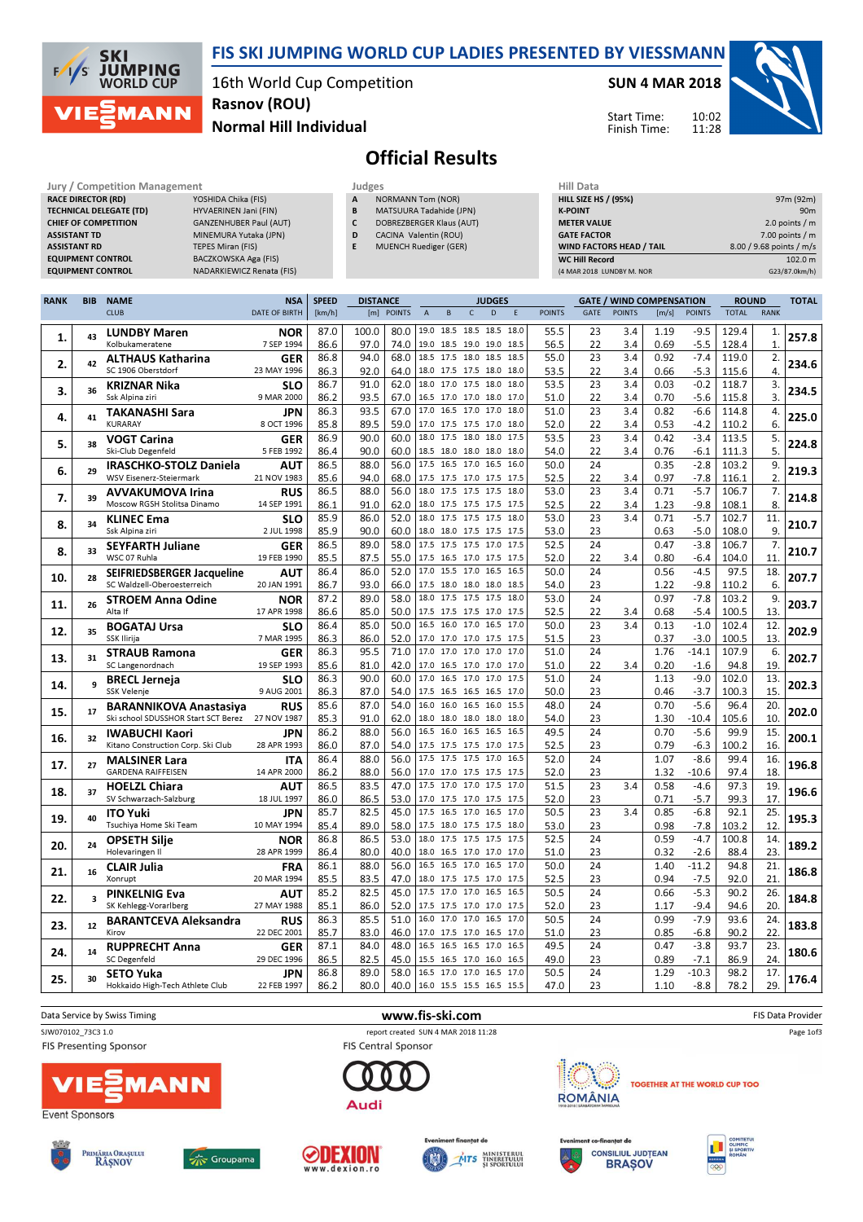# FIS SKI JUMPING WORLD CUP LADIES PRESENTED BY VIESSMANN

16th World Cup Competition
Rasnov (ROU)
Normal Hill Individual

**SUN 4 MAR 2018**

Start Time: 10:02
Finish Time: 11:28

## Official Results

| Jury / Competition Management | |
|---|---|
| RACE DIRECTOR (RD) | YOSHIDA Chika (FIS) |
| TECHNICAL DELEGATE (TD) | HYVAERINEN Jani (FIN) |
| CHIEF OF COMPETITION | GANZENHUBER Paul (AUT) |
| ASSISTANT TD | MINEMURA Yutaka (JPN) |
| ASSISTANT RD | TEPES Miran (FIS) |
| EQUIPMENT CONTROL | BACZKOWSKA Aga (FIS) |
| EQUIPMENT CONTROL | NADARKIEWICZ Renata (FIS) |

| Judges | |
|---|---|
| A | NORMANN Tom (NOR) |
| B | MATSUURA Tadahide (JPN) |
| C | DOBREZBERGER Klaus (AUT) |
| D | CACINA Valentin (ROU) |
| E | MUENCH Ruediger (GER) |

| Hill Data | |
|---|---|
| HILL SIZE HS / (95%) | 97m (92m) |
| K-POINT | 90m |
| METER VALUE | 2.0 points / m |
| GATE FACTOR | 7.00 points / m |
| WIND FACTORS HEAD / TAIL | 8.00 / 9.68 points / m/s |
| WC Hill Record | 102.0 m |
| (4 MAR 2018 LUNDBY M. NOR | G23/87.0km/h) |

| RANK | BIB | NAME / CLUB | NSA / DATE OF BIRTH | SPEED [km/h] | DISTANCE [m] | DISTANCE POINTS | A | B | C | D | E | JUDGES POINTS | GATE | GATE POINTS | WIND [m/s] | WIND POINTS | ROUND TOTAL | ROUND RANK | TOTAL |
|---|---|---|---|---|---|---|---|---|---|---|---|---|---|---|---|---|---|---|---|
| 1. | 43 | LUNDBY Maren | NOR | 87.0 | 100.0 | 80.0 | 19.0 | 18.5 | 18.5 | 18.5 | 18.0 | 55.5 | 23 | 3.4 | 1.19 | -9.5 | 129.4 | 1. | 257.8 |
| | | Kolbukameratene | 7 SEP 1994 | 86.6 | 97.0 | 74.0 | 19.0 | 18.5 | 19.0 | 19.0 | 18.5 | 56.5 | 22 | 3.4 | 0.69 | -5.5 | 128.4 | 1. | |
| 2. | 42 | ALTHAUS Katharina | GER | 86.8 | 94.0 | 68.0 | 18.5 | 17.5 | 18.0 | 18.5 | 18.5 | 55.0 | 23 | 3.4 | 0.92 | -7.4 | 119.0 | 2. | 234.6 |
| | | SC 1906 Oberstdorf | 23 MAY 1996 | 86.3 | 92.0 | 64.0 | 18.0 | 17.5 | 17.5 | 18.0 | 18.0 | 53.5 | 22 | 3.4 | 0.66 | -5.3 | 115.6 | 4. | |
| 3. | 36 | KRIZNAR Nika | SLO | 86.7 | 91.0 | 62.0 | 18.0 | 17.0 | 17.5 | 18.0 | 18.0 | 53.5 | 23 | 3.4 | 0.03 | -0.2 | 118.7 | 3. | 234.5 |
| | | Ssk Alpina ziri | 9 MAR 2000 | 86.2 | 93.5 | 67.0 | 16.5 | 17.0 | 17.0 | 18.0 | 17.0 | 51.0 | 22 | 3.4 | 0.70 | -5.6 | 115.8 | 3. | |
| 4. | 41 | TAKANASHI Sara | JPN | 86.3 | 93.5 | 67.0 | 17.0 | 16.5 | 17.0 | 17.0 | 18.0 | 51.0 | 23 | 3.4 | 0.82 | -6.6 | 114.8 | 4. | 225.0 |
| | | KURARAY | 8 OCT 1996 | 85.8 | 89.5 | 59.0 | 17.0 | 17.5 | 17.5 | 17.0 | 18.0 | 52.0 | 22 | 3.4 | 0.53 | -4.2 | 110.2 | 6. | |
| 5. | 38 | VOGT Carina | GER | 86.9 | 90.0 | 60.0 | 18.0 | 17.5 | 18.0 | 18.0 | 17.5 | 53.5 | 23 | 3.4 | 0.42 | -3.4 | 113.5 | 5. | 224.8 |
| | | Ski-Club Degenfeld | 5 FEB 1992 | 86.4 | 90.0 | 60.0 | 18.5 | 18.0 | 18.0 | 18.0 | 18.0 | 54.0 | 22 | 3.4 | 0.76 | -6.1 | 111.3 | 5. | |
| 6. | 29 | IRASCHKO-STOLZ Daniela | AUT | 86.5 | 88.0 | 56.0 | 17.5 | 16.5 | 17.0 | 16.5 | 16.0 | 50.0 | 24 | | 0.35 | -2.8 | 103.2 | 9. | 219.3 |
| | | WSV Eisenerz-Steiermark | 21 NOV 1983 | 85.6 | 94.0 | 68.0 | 17.5 | 17.5 | 17.0 | 17.5 | 17.5 | 52.5 | 22 | 3.4 | 0.97 | -7.8 | 116.1 | 2. | |
| 7. | 39 | AVVAKUMOVA Irina | RUS | 86.5 | 88.0 | 56.0 | 18.0 | 17.5 | 17.5 | 17.5 | 18.0 | 53.0 | 23 | 3.4 | 0.71 | -5.7 | 106.7 | 7. | 214.8 |
| | | Moscow RGSH Stolitsa Dinamo | 14 SEP 1991 | 86.1 | 91.0 | 62.0 | 18.0 | 17.5 | 17.5 | 17.5 | 17.5 | 52.5 | 22 | 3.4 | 1.23 | -9.8 | 108.1 | 8. | |
| 8. | 34 | KLINEC Ema | SLO | 85.9 | 86.0 | 52.0 | 18.0 | 17.5 | 17.5 | 17.5 | 18.0 | 53.0 | 23 | 3.4 | 0.71 | -5.7 | 102.7 | 11. | 210.7 |
| | | Ssk Alpina ziri | 2 JUL 1998 | 85.9 | 90.0 | 60.0 | 18.0 | 18.0 | 17.5 | 17.5 | 17.5 | 53.0 | 23 | | 0.63 | -5.0 | 108.0 | 9. | |
| 8. | 33 | SEYFARTH Juliane | GER | 86.5 | 89.0 | 58.0 | 17.5 | 17.5 | 17.5 | 17.0 | 17.5 | 52.5 | 24 | | 0.47 | -3.8 | 106.7 | 7. | 210.7 |
| | | WSC 07 Ruhla | 19 FEB 1990 | 85.5 | 87.5 | 55.0 | 17.5 | 16.5 | 17.0 | 17.5 | 17.5 | 52.0 | 22 | 3.4 | 0.80 | -6.4 | 104.0 | 11. | |
| 10. | 28 | SEIFRIEDSBERGER Jacqueline | AUT | 86.4 | 86.0 | 52.0 | 17.0 | 15.5 | 17.0 | 16.5 | 16.5 | 50.0 | 24 | | 0.56 | -4.5 | 97.5 | 18. | 207.7 |
| | | SC Waldzell-Oberoesterreich | 20 JAN 1991 | 86.7 | 93.0 | 66.0 | 17.5 | 18.0 | 18.0 | 18.0 | 18.5 | 54.0 | 23 | | 1.22 | -9.8 | 110.2 | 6. | |
| 11. | 26 | STROEM Anna Odine | NOR | 87.2 | 89.0 | 58.0 | 18.0 | 17.5 | 17.5 | 17.5 | 18.0 | 53.0 | 24 | | 0.97 | -7.8 | 103.2 | 9. | 203.7 |
| | | Alta If | 17 APR 1998 | 86.6 | 85.0 | 50.0 | 17.5 | 17.5 | 17.5 | 17.0 | 17.5 | 52.5 | 22 | 3.4 | 0.68 | -5.4 | 100.5 | 13. | |
| 12. | 35 | BOGATAJ Ursa | SLO | 86.4 | 85.0 | 50.0 | 16.5 | 16.0 | 17.0 | 16.5 | 17.0 | 50.0 | 23 | 3.4 | 0.13 | -1.0 | 102.4 | 12. | 202.9 |
| | | SSK Ilirija | 7 MAR 1995 | 86.3 | 86.0 | 52.0 | 17.0 | 17.0 | 17.0 | 17.5 | 17.5 | 51.5 | 23 | | 0.37 | -3.0 | 100.5 | 13. | |
| 13. | 31 | STRAUB Ramona | GER | 86.3 | 95.5 | 71.0 | 17.0 | 17.0 | 17.0 | 17.0 | 17.0 | 51.0 | 24 | | 1.76 | -14.1 | 107.9 | 6. | 202.7 |
| | | SC Langenordnach | 19 SEP 1993 | 85.6 | 81.0 | 42.0 | 17.0 | 16.5 | 17.0 | 17.0 | 17.0 | 51.0 | 22 | 3.4 | 0.20 | -1.6 | 94.8 | 19. | |
| 14. | 9 | BRECL Jerneja | SLO | 86.3 | 90.0 | 60.0 | 17.0 | 16.5 | 17.0 | 17.0 | 17.5 | 51.0 | 24 | | 1.13 | -9.0 | 102.0 | 13. | 202.3 |
| | | SSK Velenje | 9 AUG 2001 | 86.3 | 87.0 | 54.0 | 17.5 | 16.5 | 16.5 | 16.5 | 17.0 | 50.0 | 23 | | 0.46 | -3.7 | 100.3 | 15. | |
| 15. | 17 | BARANNIKOVA Anastasiya | RUS | 85.6 | 87.0 | 54.0 | 16.0 | 16.0 | 16.5 | 16.0 | 15.5 | 48.0 | 24 | | 0.70 | -5.6 | 96.4 | 20. | 202.0 |
| | | Ski school SDUSSHOR Start SCT Berez | 27 NOV 1987 | 85.3 | 91.0 | 62.0 | 18.0 | 18.0 | 18.0 | 18.0 | 18.0 | 54.0 | 23 | | 1.30 | -10.4 | 105.6 | 10. | |
| 16. | 32 | IWABUCHI Kaori | JPN | 86.2 | 88.0 | 56.0 | 16.5 | 16.0 | 16.5 | 16.5 | 16.5 | 49.5 | 24 | | 0.70 | -5.6 | 99.9 | 15. | 200.1 |
| | | Kitano Construction Corp. Ski Club | 28 APR 1993 | 86.0 | 87.0 | 54.0 | 17.5 | 17.5 | 17.5 | 17.0 | 17.5 | 52.5 | 23 | | 0.79 | -6.3 | 100.2 | 16. | |
| 17. | 27 | MALSINER Lara | ITA | 86.4 | 88.0 | 56.0 | 17.5 | 17.5 | 17.5 | 17.0 | 16.5 | 52.0 | 24 | | 1.07 | -8.6 | 99.4 | 16. | 196.8 |
| | | GARDENA RAIFFEISEN | 14 APR 2000 | 86.2 | 88.0 | 56.0 | 17.0 | 17.0 | 17.5 | 17.5 | 17.5 | 52.0 | 23 | | 1.32 | -10.6 | 97.4 | 18. | |
| 18. | 37 | HOELZL Chiara | AUT | 86.5 | 83.5 | 47.0 | 17.5 | 17.0 | 17.0 | 17.5 | 17.0 | 51.5 | 23 | 3.4 | 0.58 | -4.6 | 97.3 | 19. | 196.6 |
| | | SV Schwarzach-Salzburg | 18 JUL 1997 | 86.0 | 86.5 | 53.0 | 17.0 | 17.5 | 17.0 | 17.5 | 17.5 | 52.0 | 23 | | 0.71 | -5.7 | 99.3 | 17. | |
| 19. | 40 | ITO Yuki | JPN | 85.7 | 82.5 | 45.0 | 17.5 | 16.5 | 17.0 | 16.5 | 17.0 | 50.5 | 23 | 3.4 | 0.85 | -6.8 | 92.1 | 25. | 195.3 |
| | | Tsuchiya Home Ski Team | 10 MAY 1994 | 85.4 | 89.0 | 58.0 | 17.5 | 18.0 | 17.5 | 17.5 | 18.0 | 53.0 | 23 | | 0.98 | -7.8 | 103.2 | 12. | |
| 20. | 24 | OPSETH Silje | NOR | 86.8 | 86.5 | 53.0 | 18.0 | 17.5 | 17.5 | 17.5 | 17.5 | 52.5 | 24 | | 0.59 | -4.7 | 100.8 | 14. | 189.2 |
| | | Holevaringen Il | 28 APR 1999 | 86.4 | 80.0 | 40.0 | 18.0 | 16.5 | 17.0 | 17.0 | 17.0 | 51.0 | 23 | | 0.32 | -2.6 | 88.4 | 23. | |
| 21. | 16 | CLAIR Julia | FRA | 86.1 | 88.0 | 56.0 | 16.5 | 16.5 | 17.0 | 16.5 | 17.0 | 50.0 | 24 | | 1.40 | -11.2 | 94.8 | 21. | 186.8 |
| | | Xonrupt | 20 MAR 1994 | 85.5 | 83.5 | 47.0 | 18.0 | 17.5 | 17.5 | 17.0 | 17.5 | 52.5 | 23 | | 0.94 | -7.5 | 92.0 | 21. | |
| 22. | 3 | PINKELNIG Eva | AUT | 86.5 | 82.5 | 45.0 | 17.5 | 17.0 | 17.0 | 16.5 | 16.5 | 50.5 | 24 | | 0.66 | -5.3 | 90.2 | 26. | 184.8 |
| | | SK Kehlegg-Vorarlberg | 27 MAY 1988 | 85.1 | 86.0 | 52.0 | 17.5 | 17.5 | 17.0 | 17.5 | 17.0 | 52.0 | 23 | | 1.17 | -9.4 | 94.6 | 20. | |
| 23. | 12 | BARANTCEVA Aleksandra | RUS | 86.3 | 85.5 | 51.0 | 16.0 | 17.0 | 17.0 | 16.5 | 17.0 | 50.5 | 24 | | 0.99 | -7.9 | 93.6 | 24. | 183.8 |
| | | Kirov | 22 DEC 2001 | 85.7 | 83.0 | 46.0 | 17.0 | 17.5 | 17.0 | 16.5 | 17.0 | 51.0 | 23 | | 0.85 | -6.8 | 90.2 | 22. | |
| 24. | 14 | RUPPRECHT Anna | GER | 87.1 | 84.0 | 48.0 | 16.5 | 16.5 | 16.5 | 17.0 | 16.5 | 49.5 | 24 | | 0.47 | -3.8 | 93.7 | 23. | 180.6 |
| | | SC Degenfeld | 29 DEC 1996 | 86.5 | 82.5 | 45.0 | 15.5 | 16.5 | 17.0 | 16.0 | 16.5 | 49.0 | 23 | | 0.89 | -7.1 | 86.9 | 24. | |
| 25. | 30 | SETO Yuka | JPN | 86.8 | 89.0 | 58.0 | 16.5 | 17.0 | 17.0 | 16.5 | 17.0 | 50.5 | 24 | | 1.29 | -10.3 | 98.2 | 17. | 176.4 |
| | | Hokkaido High-Tech Athlete Club | 22 FEB 1997 | 86.2 | 80.0 | 40.0 | 16.0 | 15.5 | 15.5 | 16.5 | 15.5 | 47.0 | 23 | | 1.10 | -8.8 | 78.2 | 29. | |

Data Service by Swiss Timing — www.fis-ski.com — FIS Data Provider

SJW070102_73C3 1.0 — report created SUN 4 MAR 2018 11:28

FIS Presenting Sponsor: VIESSMANN — FIS Central Sponsor: Audi — TOGETHER AT THE WORLD CUP TOO

Event Sponsors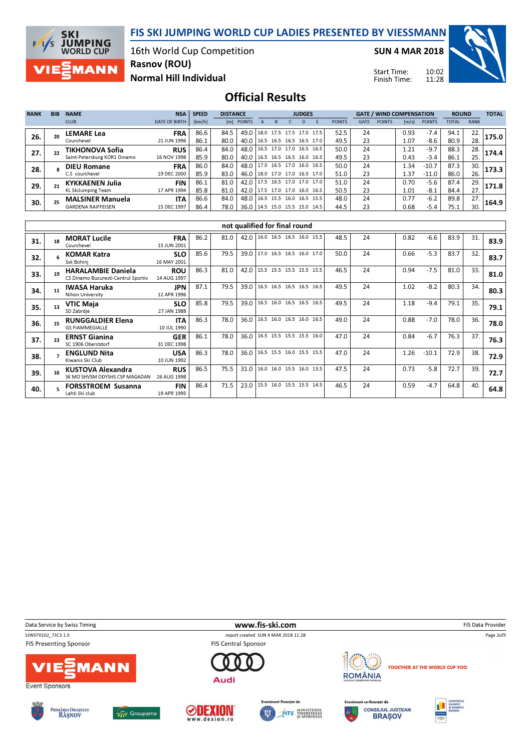# FIS SKI JUMPING WORLD CUP LADIES PRESENTED BY VIESSMANN

16th World Cup Competition
Rasnov (ROU)
Normal Hill Individual

**SUN 4 MAR 2018**

Start Time: 10:02
Finish Time: 11:28

## Official Results

| RANK | BIB | NAME / CLUB | NSA / DATE OF BIRTH | SPEED [km/h] | DISTANCE [m] | DISTANCE POINTS | A | B | C | D | E | JUDGES POINTS | GATE | GATE POINTS | WIND [m/s] | WIND POINTS | ROUND TOTAL | ROUND RANK | TOTAL |
|---|---|---|---|---|---|---|---|---|---|---|---|---|---|---|---|---|---|---|---|
| 26. | 20 | **LEMARE Lea** Courchevel | FRA 21 JUN 1996 | 86.6 | 84.5 | 49.0 | 18.0 | 17.5 | 17.5 | 17.0 | 17.5 | 52.5 | 24 | | 0.93 | -7.4 | 94.1 | 22. | 175.0 |
| | | | | 86.1 | 80.0 | 40.0 | 16.5 | 16.5 | 16.5 | 16.5 | 17.0 | 49.5 | 23 | | 1.07 | -8.6 | 80.9 | 28. | |
| 27. | 22 | **TIKHONOVA Sofia** Saint-Petersburg KOR1 Dinamo | RUS 16 NOV 1998 | 86.4 | 84.0 | 48.0 | 16.5 | 17.0 | 17.0 | 16.5 | 16.5 | 50.0 | 24 | | 1.21 | -9.7 | 88.3 | 28. | 174.4 |
| | | | | 85.9 | 80.0 | 40.0 | 16.5 | 16.5 | 16.5 | 16.0 | 16.5 | 49.5 | 23 | | 0.43 | -3.4 | 86.1 | 25. | |
| 28. | 8 | **DIEU Romane** C.S courchevel | FRA 19 DEC 2000 | 86.0 | 84.0 | 48.0 | 17.0 | 16.5 | 17.0 | 16.0 | 16.5 | 50.0 | 24 | | 1.34 | -10.7 | 87.3 | 30. | 173.3 |
| | | | | 85.9 | 83.0 | 46.0 | 18.0 | 17.0 | 17.0 | 16.5 | 17.0 | 51.0 | 23 | | 1.37 | -11.0 | 86.0 | 26. | |
| 29. | 21 | **KYKKAENEN Julia** KL SkiJumping Team | FIN 17 APR 1994 | 86.1 | 81.0 | 42.0 | 17.5 | 16.5 | 17.0 | 17.0 | 17.0 | 51.0 | 24 | | 0.70 | -5.6 | 87.4 | 29. | 171.8 |
| | | | | 85.8 | 81.0 | 42.0 | 17.5 | 17.0 | 17.0 | 16.0 | 16.5 | 50.5 | 23 | | 1.01 | -8.1 | 84.4 | 27. | |
| 30. | 25 | **MALSINER Manuela** GARDENA RAIFFEISEN | ITA 15 DEC 1997 | 86.6 | 84.0 | 48.0 | 16.5 | 15.5 | 16.0 | 16.5 | 15.5 | 48.0 | 24 | | 0.77 | -6.2 | 89.8 | 27. | 164.9 |
| | | | | 86.4 | 78.0 | 36.0 | 14.5 | 15.0 | 15.5 | 15.0 | 14.5 | 44.5 | 23 | | 0.68 | -5.4 | 75.1 | 30. | |

### not qualified for final round

| RANK | BIB | NAME / CLUB | NSA / DATE OF BIRTH | SPEED [km/h] | DISTANCE [m] | DISTANCE POINTS | A | B | C | D | E | JUDGES POINTS | GATE | GATE POINTS | WIND [m/s] | WIND POINTS | ROUND TOTAL | ROUND RANK | TOTAL |
|---|---|---|---|---|---|---|---|---|---|---|---|---|---|---|---|---|---|---|---|
| 31. | 18 | **MORAT Lucile** Courchevel | FRA 15 JUN 2001 | 86.2 | 81.0 | 42.0 | 16.0 | 16.5 | 16.5 | 16.0 | 15.5 | 48.5 | 24 | | 0.82 | -6.6 | 83.9 | 31. | 83.9 |
| 32. | 6 | **KOMAR Katra** Ssk Bohinj | SLO 16 MAY 2001 | 85.6 | 79.5 | 39.0 | 17.0 | 16.5 | 16.5 | 16.0 | 17.0 | 50.0 | 24 | | 0.66 | -5.3 | 83.7 | 32. | 83.7 |
| 33. | 19 | **HARALAMBIE Daniela** CS Dinamo Bucuresti-Centrul Sportiv | ROU 14 AUG 1997 | 86.3 | 81.0 | 42.0 | 15.5 | 15.5 | 15.5 | 15.5 | 15.5 | 46.5 | 24 | | 0.94 | -7.5 | 81.0 | 33. | 81.0 |
| 34. | 11 | **IWASA Haruka** Nihon University | JPN 12 APR 1996 | 87.1 | 79.5 | 39.0 | 16.5 | 16.5 | 16.5 | 16.5 | 16.5 | 49.5 | 24 | | 1.02 | -8.2 | 80.3 | 34. | 80.3 |
| 35. | 13 | **VTIC Maja** SD Zabrdje | SLO 27 JAN 1988 | 85.8 | 79.5 | 39.0 | 16.5 | 16.0 | 16.5 | 16.5 | 16.5 | 49.5 | 24 | | 1.18 | -9.4 | 79.1 | 35. | 79.1 |
| 36. | 15 | **RUNGGALDIER Elena** GS FIAMMEGIALLE | ITA 10 JUL 1990 | 86.3 | 78.0 | 36.0 | 16.5 | 16.0 | 16.5 | 16.0 | 16.5 | 49.0 | 24 | | 0.88 | -7.0 | 78.0 | 36. | 78.0 |
| 37. | 23 | **ERNST Gianina** SC 1906 Oberstdorf | GER 31 DEC 1998 | 86.1 | 78.0 | 36.0 | 16.5 | 15.5 | 15.5 | 15.5 | 16.0 | 47.0 | 24 | | 0.84 | -6.7 | 76.3 | 37. | 76.3 |
| 38. | 7 | **ENGLUND Nita** Kiwanis Ski Club | USA 10 JUN 1992 | 86.3 | 78.0 | 36.0 | 16.5 | 15.5 | 16.0 | 15.5 | 15.5 | 47.0 | 24 | | 1.26 | -10.1 | 72.9 | 38. | 72.9 |
| 39. | 10 | **KUSTOVA Alexandra** SK MO SHVSM ODYSHS CSP MAGADAN | RUS 26 AUG 1998 | 86.5 | 75.5 | 31.0 | 16.0 | 16.0 | 15.5 | 16.0 | 13.5 | 47.5 | 24 | | 0.73 | -5.8 | 72.7 | 39. | 72.7 |
| 40. | 5 | **FORSSTROEM Susanna** Lahti Ski club | FIN 19 APR 1995 | 86.4 | 71.5 | 23.0 | 15.5 | 16.0 | 15.5 | 15.5 | 14.5 | 46.5 | 24 | | 0.59 | -4.7 | 64.8 | 40. | 64.8 |

Data Service by Swiss Timing — www.fis-ski.com — FIS Data Provider

SJW070102_73C3 1.0 — report created SUN 4 MAR 2018 11:28

FIS Presenting Sponsor: VIESSMANN — FIS Central Sponsor: Audi — TOGETHER AT THE WORLD CUP TOO

Event Sponsors: Primăria Orașului Râșnov, Groupama, Dexion — Eveniment finanțat de Ministerul Tineretului și Sportului — Eveniment co-finanțat de Consiliul Județean Brașov — Comitetul Olimpic și Sportiv Român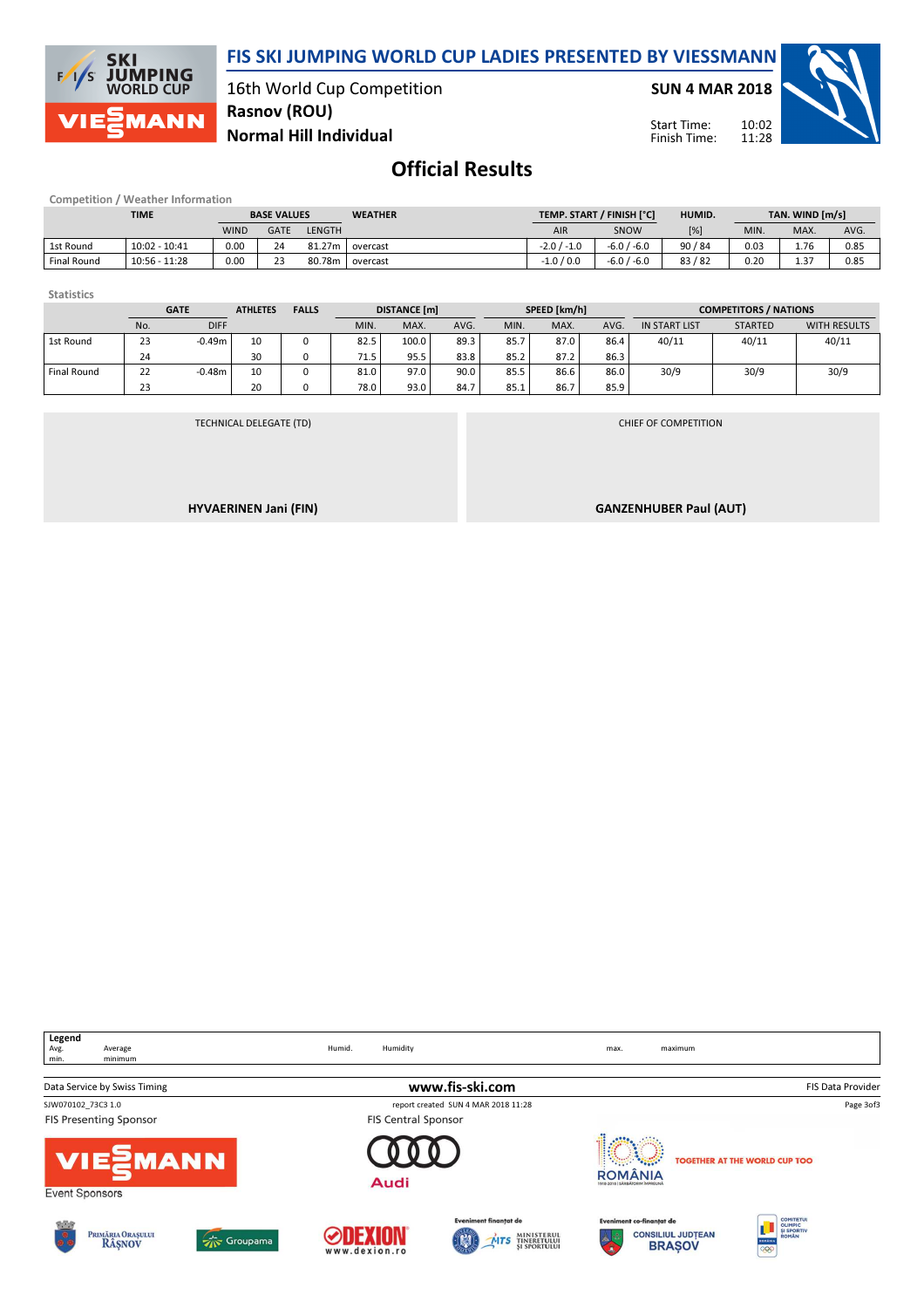# FIS SKI JUMPING WORLD CUP LADIES PRESENTED BY VIESSMANN

16th World Cup Competition
**Rasnov (ROU)**
**Normal Hill Individual**

**SUN 4 MAR 2018**

Start Time: 10:02
Finish Time: 11:28

## Official Results

Competition / Weather Information

| | TIME | BASE VALUES | | | WEATHER | TEMP. START / FINISH [°C] | | HUMID. | TAN. WIND [m/s] | | |
|---|---|---|---|---|---|---|---|---|---|---|---|
| | | WIND | GATE | LENGTH | | AIR | SNOW | [%] | MIN. | MAX. | AVG. |
| 1st Round | 10:02 - 10:41 | 0.00 | 24 | 81.27m | overcast | -2.0 / -1.0 | -6.0 / -6.0 | 90 / 84 | 0.03 | 1.76 | 0.85 |
| Final Round | 10:56 - 11:28 | 0.00 | 23 | 80.78m | overcast | -1.0 / 0.0 | -6.0 / -6.0 | 83 / 82 | 0.20 | 1.37 | 0.85 |

Statistics

| | GATE | | ATHLETES | FALLS | DISTANCE [m] | | | SPEED [km/h] | | | COMPETITORS / NATIONS | | |
|---|---|---|---|---|---|---|---|---|---|---|---|---|---|
| | No. | DIFF | | | MIN. | MAX. | AVG. | MIN. | MAX. | AVG. | IN START LIST | STARTED | WITH RESULTS |
| 1st Round | 23 | -0.49m | 10 | 0 | 82.5 | 100.0 | 89.3 | 85.7 | 87.0 | 86.4 | 40/11 | 40/11 | 40/11 |
| | 24 | | 30 | 0 | 71.5 | 95.5 | 83.8 | 85.2 | 87.2 | 86.3 | | | |
| Final Round | 22 | -0.48m | 10 | 0 | 81.0 | 97.0 | 90.0 | 85.5 | 86.6 | 86.0 | 30/9 | 30/9 | 30/9 |
| | 23 | | 20 | 0 | 78.0 | 93.0 | 84.7 | 85.1 | 86.7 | 85.9 | | | |

TECHNICAL DELEGATE (TD)

**HYVAERINEN Jani (FIN)**

CHIEF OF COMPETITION

**GANZENHUBER Paul (AUT)**

Legend
Avg. Average
min. minimum
Humid. Humidity
max. maximum

Data Service by Swiss Timing
www.fis-ski.com
FIS Data Provider
SJW070102_73C3 1.0
report created SUN 4 MAR 2018 11:28

FIS Presenting Sponsor
FIS Central Sponsor
Event Sponsors